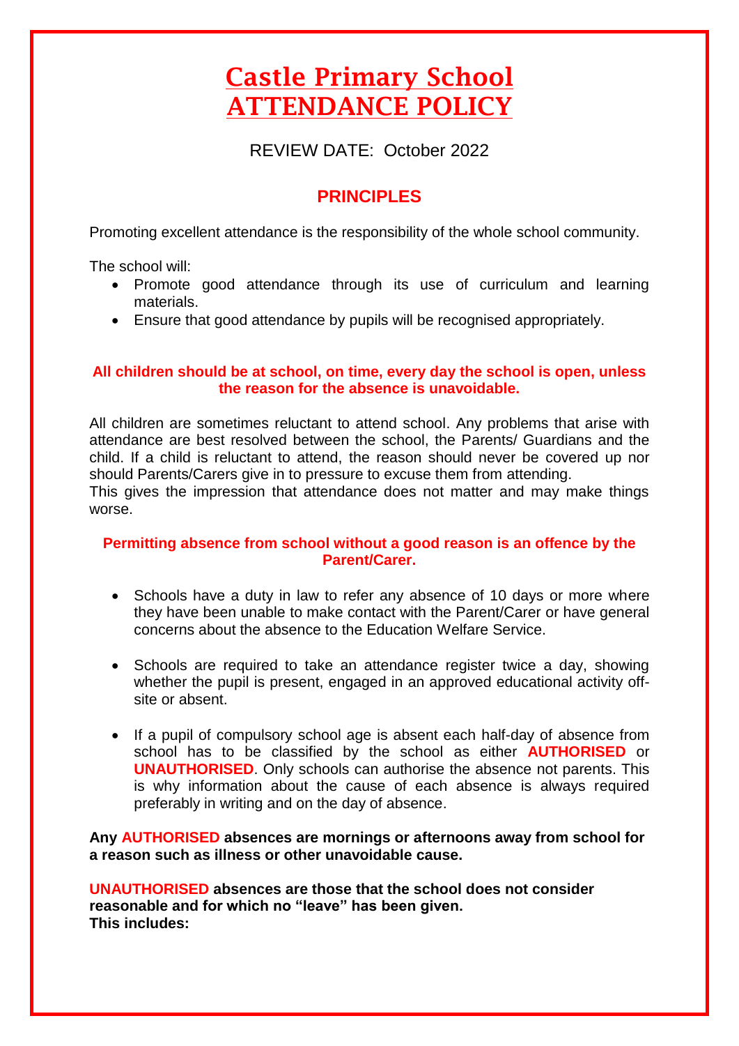# Castle Primary School ATTENDANCE POLICY

REVIEW DATE: October 2022

## PRINCIPLES

Promoting excellent attendance is the responsibility of the whole school community.

The school will:

- Promote good attendance through its use of curriculum and learning materials.
- Ensure that good attendance by pupils will be recognised appropriately.

**All children should be at school, on time, every day the school is open, unless the reason for the absence is unavoidable.**

All children are sometimes reluctant to attend school. Any problems that arise with attendance are best resolved between the school, the Parents/ Guardians and the child. If a child is reluctant to attend, the reason should never be covered up nor should Parents/Carers give in to pressure to excuse them from attending.
This gives the impression that attendance does not matter and may make things worse.

**Permitting absence from school without a good reason is an offence by the Parent/Carer.**

- Schools have a duty in law to refer any absence of 10 days or more where they have been unable to make contact with the Parent/Carer or have general concerns about the absence to the Education Welfare Service.
- Schools are required to take an attendance register twice a day, showing whether the pupil is present, engaged in an approved educational activity off-site or absent.
- If a pupil of compulsory school age is absent each half-day of absence from school has to be classified by the school as either **AUTHORISED** or **UNAUTHORISED**. Only schools can authorise the absence not parents. This is why information about the cause of each absence is always required preferably in writing and on the day of absence.

**Any AUTHORISED absences are mornings or afternoons away from school for a reason such as illness or other unavoidable cause.**

**UNAUTHORISED absences are those that the school does not consider reasonable and for which no "leave" has been given.**
**This includes:**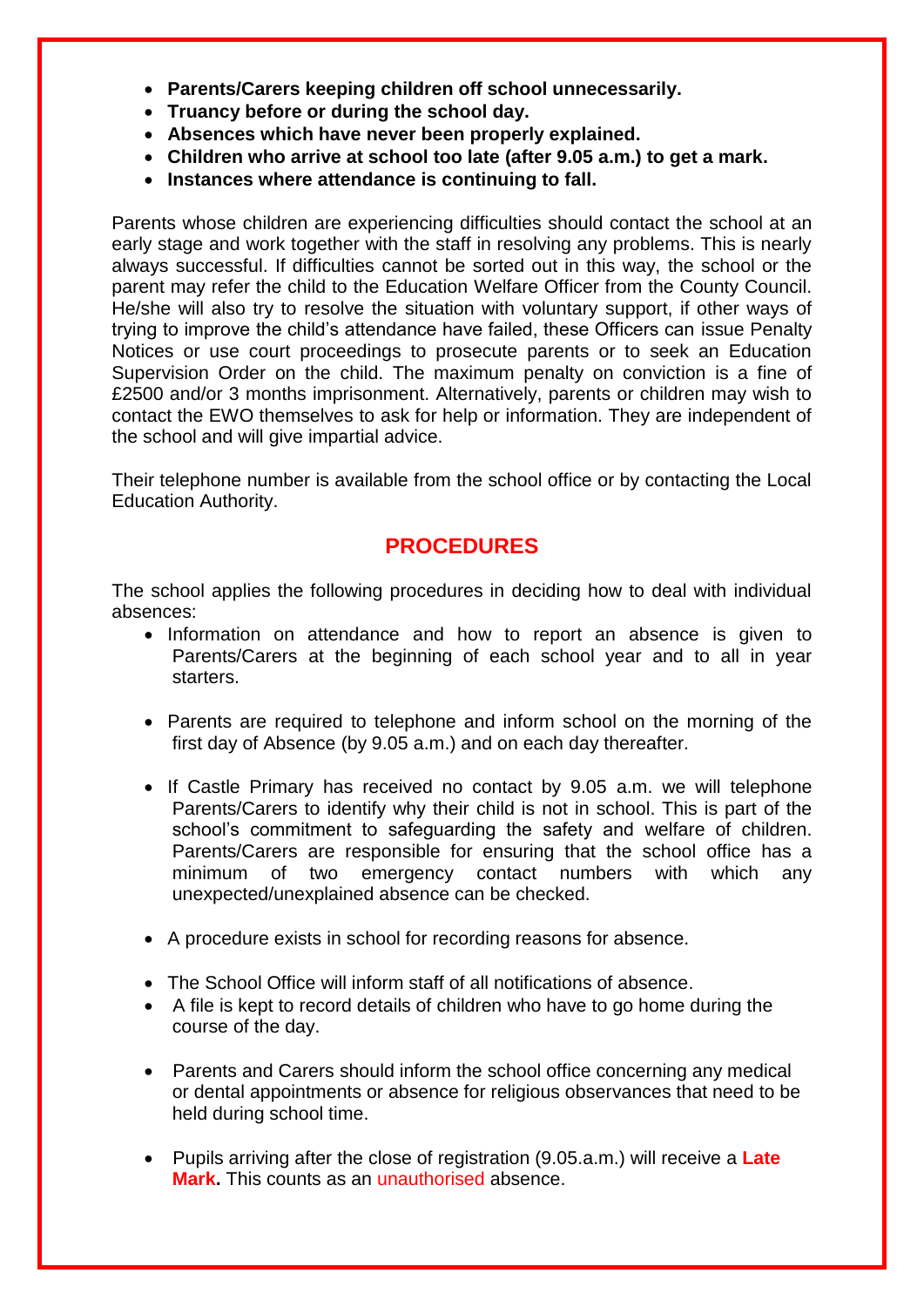- **Parents/Carers keeping children off school unnecessarily.**
- **Truancy before or during the school day.**
- **Absences which have never been properly explained.**
- **Children who arrive at school too late (after 9.05 a.m.) to get a mark.**
- **Instances where attendance is continuing to fall.**

Parents whose children are experiencing difficulties should contact the school at an early stage and work together with the staff in resolving any problems. This is nearly always successful. If difficulties cannot be sorted out in this way, the school or the parent may refer the child to the Education Welfare Officer from the County Council. He/she will also try to resolve the situation with voluntary support, if other ways of trying to improve the child's attendance have failed, these Officers can issue Penalty Notices or use court proceedings to prosecute parents or to seek an Education Supervision Order on the child. The maximum penalty on conviction is a fine of £2500 and/or 3 months imprisonment. Alternatively, parents or children may wish to contact the EWO themselves to ask for help or information. They are independent of the school and will give impartial advice.

Their telephone number is available from the school office or by contacting the Local Education Authority.

## PROCEDURES

The school applies the following procedures in deciding how to deal with individual absences:

- Information on attendance and how to report an absence is given to Parents/Carers at the beginning of each school year and to all in year starters.
- Parents are required to telephone and inform school on the morning of the first day of Absence (by 9.05 a.m.) and on each day thereafter.
- If Castle Primary has received no contact by 9.05 a.m. we will telephone Parents/Carers to identify why their child is not in school. This is part of the school's commitment to safeguarding the safety and welfare of children. Parents/Carers are responsible for ensuring that the school office has a minimum of two emergency contact numbers with which any unexpected/unexplained absence can be checked.
- A procedure exists in school for recording reasons for absence.
- The School Office will inform staff of all notifications of absence.
- A file is kept to record details of children who have to go home during the course of the day.
- Parents and Carers should inform the school office concerning any medical or dental appointments or absence for religious observances that need to be held during school time.
- Pupils arriving after the close of registration (9.05.a.m.) will receive a **Late Mark.** This counts as an unauthorised absence.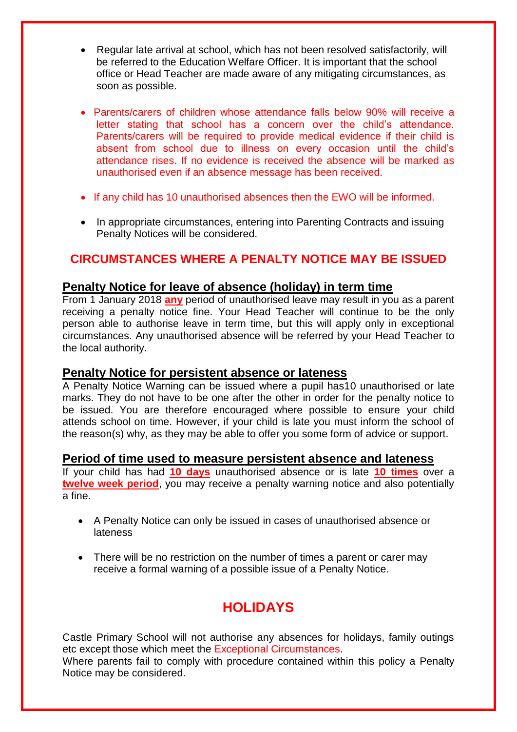- Regular late arrival at school, which has not been resolved satisfactorily, will be referred to the Education Welfare Officer. It is important that the school office or Head Teacher are made aware of any mitigating circumstances, as soon as possible.
- Parents/carers of children whose attendance falls below 90% will receive a letter stating that school has a concern over the child's attendance. Parents/carers will be required to provide medical evidence if their child is absent from school due to illness on every occasion until the child's attendance rises. If no evidence is received the absence will be marked as unauthorised even if an absence message has been received.
- If any child has 10 unauthorised absences then the EWO will be informed.
- In appropriate circumstances, entering into Parenting Contracts and issuing Penalty Notices will be considered.

## CIRCUMSTANCES WHERE A PENALTY NOTICE MAY BE ISSUED

### Penalty Notice for leave of absence (holiday) in term time

From 1 January 2018 **any** period of unauthorised leave may result in you as a parent receiving a penalty notice fine. Your Head Teacher will continue to be the only person able to authorise leave in term time, but this will apply only in exceptional circumstances. Any unauthorised absence will be referred by your Head Teacher to the local authority.

### Penalty Notice for persistent absence or lateness

A Penalty Notice Warning can be issued where a pupil has10 unauthorised or late marks. They do not have to be one after the other in order for the penalty notice to be issued. You are therefore encouraged where possible to ensure your child attends school on time. However, if your child is late you must inform the school of the reason(s) why, as they may be able to offer you some form of advice or support.

### Period of time used to measure persistent absence and lateness

If your child has had **10 days** unauthorised absence or is late **10 times** over a **twelve week period**, you may receive a penalty warning notice and also potentially a fine.

- A Penalty Notice can only be issued in cases of unauthorised absence or lateness
- There will be no restriction on the number of times a parent or carer may receive a formal warning of a possible issue of a Penalty Notice.

## HOLIDAYS

Castle Primary School will not authorise any absences for holidays, family outings etc except those which meet the Exceptional Circumstances.
Where parents fail to comply with procedure contained within this policy a Penalty Notice may be considered.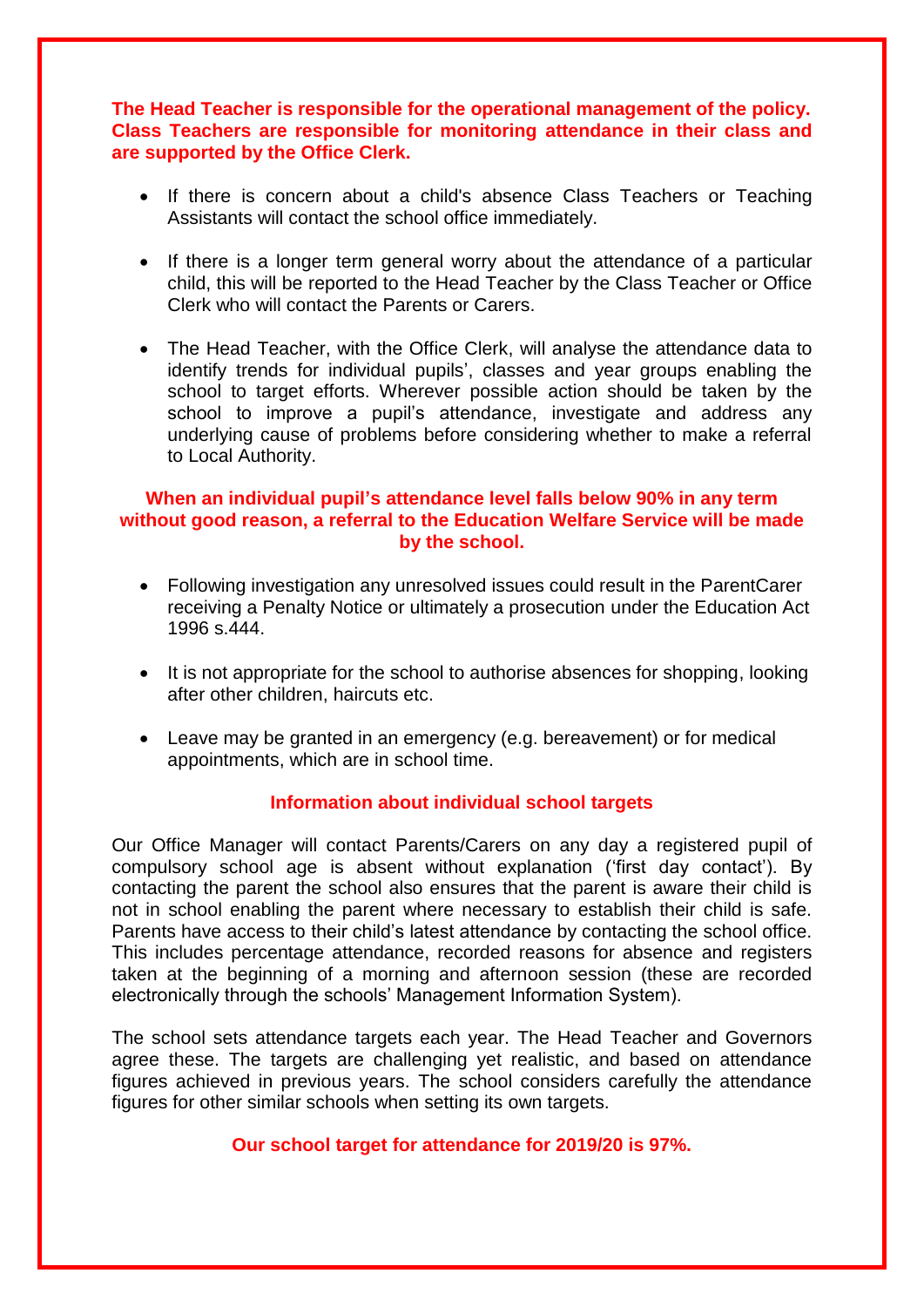**The Head Teacher is responsible for the operational management of the policy. Class Teachers are responsible for monitoring attendance in their class and are supported by the Office Clerk.**

- If there is concern about a child's absence Class Teachers or Teaching Assistants will contact the school office immediately.
- If there is a longer term general worry about the attendance of a particular child, this will be reported to the Head Teacher by the Class Teacher or Office Clerk who will contact the Parents or Carers.
- The Head Teacher, with the Office Clerk, will analyse the attendance data to identify trends for individual pupils', classes and year groups enabling the school to target efforts. Wherever possible action should be taken by the school to improve a pupil's attendance, investigate and address any underlying cause of problems before considering whether to make a referral to Local Authority.

**When an individual pupil's attendance level falls below 90% in any term without good reason, a referral to the Education Welfare Service will be made by the school.**

- Following investigation any unresolved issues could result in the ParentCarer receiving a Penalty Notice or ultimately a prosecution under the Education Act 1996 s.444.
- It is not appropriate for the school to authorise absences for shopping, looking after other children, haircuts etc.
- Leave may be granted in an emergency (e.g. bereavement) or for medical appointments, which are in school time.

## Information about individual school targets

Our Office Manager will contact Parents/Carers on any day a registered pupil of compulsory school age is absent without explanation ('first day contact'). By contacting the parent the school also ensures that the parent is aware their child is not in school enabling the parent where necessary to establish their child is safe. Parents have access to their child's latest attendance by contacting the school office. This includes percentage attendance, recorded reasons for absence and registers taken at the beginning of a morning and afternoon session (these are recorded electronically through the schools' Management Information System).

The school sets attendance targets each year. The Head Teacher and Governors agree these. The targets are challenging yet realistic, and based on attendance figures achieved in previous years. The school considers carefully the attendance figures for other similar schools when setting its own targets.

**Our school target for attendance for 2019/20 is 97%.**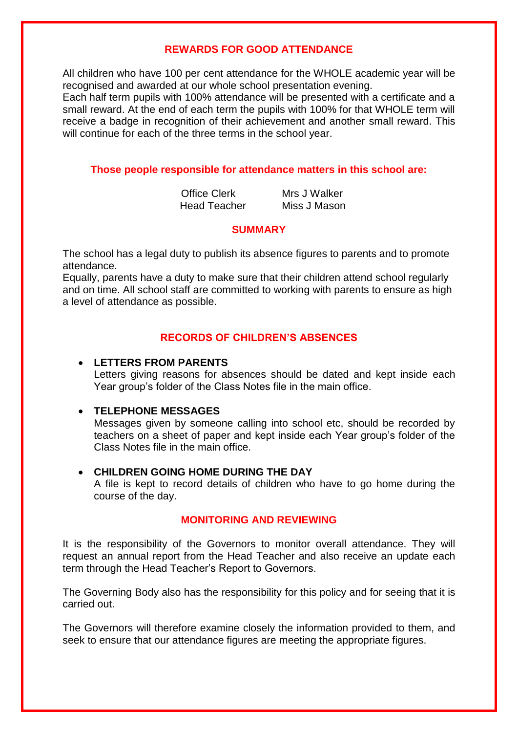## REWARDS FOR GOOD ATTENDANCE

All children who have 100 per cent attendance for the WHOLE academic year will be recognised and awarded at our whole school presentation evening.
Each half term pupils with 100% attendance will be presented with a certificate and a small reward. At the end of each term the pupils with 100% for that WHOLE term will receive a badge in recognition of their achievement and another small reward. This will continue for each of the three terms in the school year.

**Those people responsible for attendance matters in this school are:**

| | |
|---|---|
| Office Clerk | Mrs J Walker |
| Head Teacher | Miss J Mason |

## SUMMARY

The school has a legal duty to publish its absence figures to parents and to promote attendance.
Equally, parents have a duty to make sure that their children attend school regularly and on time. All school staff are committed to working with parents to ensure as high a level of attendance as possible.

## RECORDS OF CHILDREN'S ABSENCES

- **LETTERS FROM PARENTS**
  Letters giving reasons for absences should be dated and kept inside each Year group's folder of the Class Notes file in the main office.

- **TELEPHONE MESSAGES**
  Messages given by someone calling into school etc, should be recorded by teachers on a sheet of paper and kept inside each Year group's folder of the Class Notes file in the main office.

- **CHILDREN GOING HOME DURING THE DAY**
  A file is kept to record details of children who have to go home during the course of the day.

## MONITORING AND REVIEWING

It is the responsibility of the Governors to monitor overall attendance. They will request an annual report from the Head Teacher and also receive an update each term through the Head Teacher's Report to Governors.

The Governing Body also has the responsibility for this policy and for seeing that it is carried out.

The Governors will therefore examine closely the information provided to them, and seek to ensure that our attendance figures are meeting the appropriate figures.